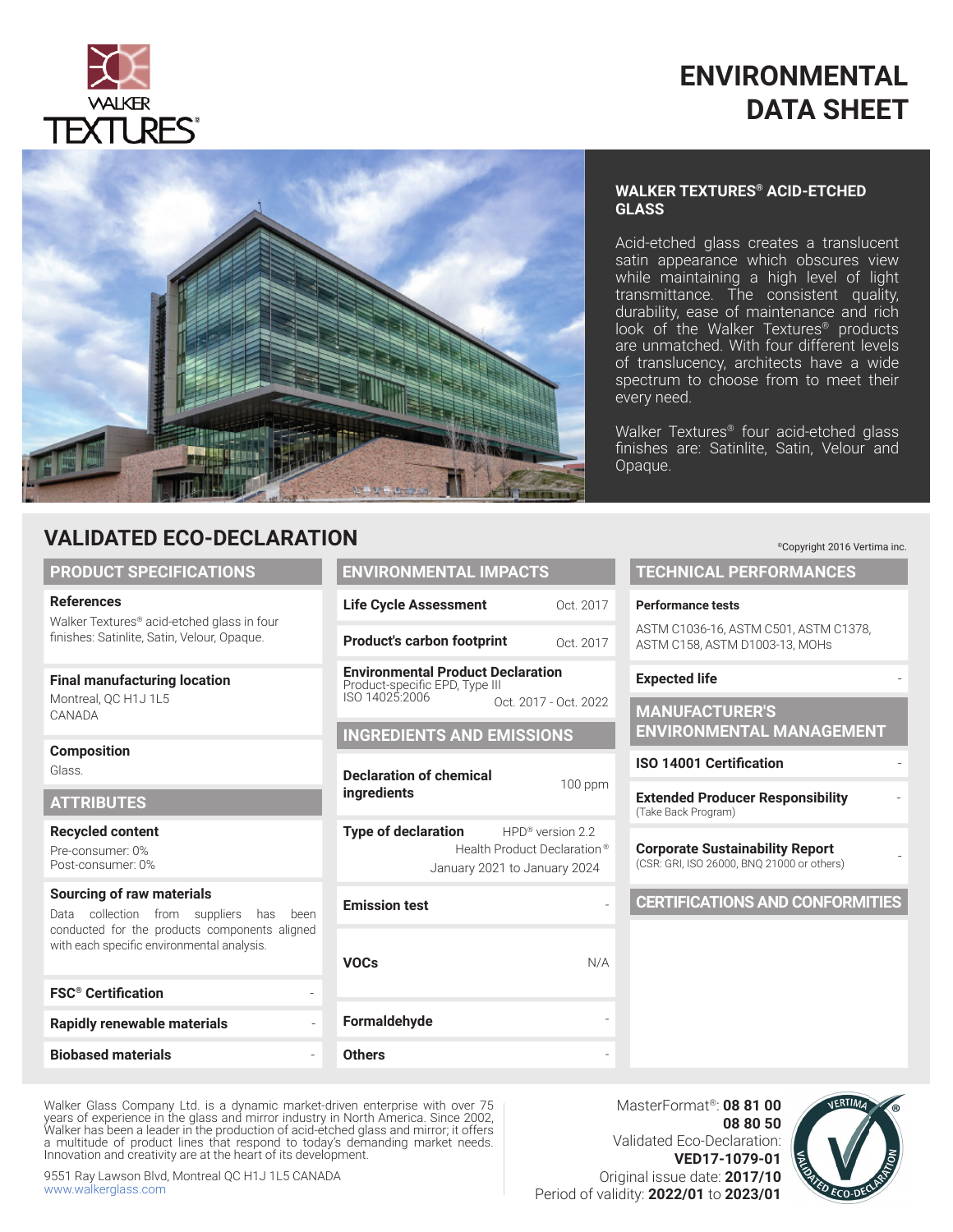# ENVIRONMENTAL DATA SHEET

### WALKER TEXTURES® ACID-ETCHED GLASS

Acid-etched glass creates a translucent satin appearance which obscures view while maintaining a high level of light transmittance. The consistent quality, durability, ease of maintenance and rich look of the Walker Textures® products are unmatched. With four different levels of translucency, architects have a wide spectrum to choose from to meet their every need.

Walker Textures® four acid-etched glass finishes are: Satinlite, Satin, Velour and Opaque.

## VALIDATED ECO-DECLARATION

©Copyright 2016 Vertima inc.

### PRODUCT SPECIFICATIONS

**References**
Walker Textures® acid-etched glass in four finishes: Satinlite, Satin, Velour, Opaque.

**Final manufacturing location**
Montreal, QC H1J 1L5
CANADA

**Composition**
Glass.

### ATTRIBUTES

**Recycled content**
Pre-consumer: 0%
Post-consumer: 0%

**Sourcing of raw materials**
Data collection from suppliers has been conducted for the products components aligned with each specific environmental analysis.

| | |
|---|---|
| **FSC® Certification** | - |
| **Rapidly renewable materials** | - |
| **Biobased materials** | - |

### ENVIRONMENTAL IMPACTS

| | |
|---|---|
| **Life Cycle Assessment** | Oct. 2017 |
| **Product's carbon footprint** | Oct. 2017 |
| **Environmental Product Declaration** Product-specific EPD, Type III ISO 14025:2006 | Oct. 2017 - Oct. 2022 |

### INGREDIENTS AND EMISSIONS

| | |
|---|---|
| **Declaration of chemical ingredients** | 100 ppm |
| **Type of declaration** | HPD® version 2.2 Health Product Declaration® January 2021 to January 2024 |
| **Emission test** | - |
| **VOCs** | N/A |
| **Formaldehyde** | - |
| **Others** | - |

### TECHNICAL PERFORMANCES

**Performance tests**
ASTM C1036-16, ASTM C501, ASTM C1378, ASTM C158, ASTM D1003-13, MOHs

| | |
|---|---|
| **Expected life** | - |

### MANUFACTURER'S ENVIRONMENTAL MANAGEMENT

| | |
|---|---|
| **ISO 14001 Certification** | - |
| **Extended Producer Responsibility** (Take Back Program) | - |
| **Corporate Sustainability Report** (CSR: GRI, ISO 26000, BNQ 21000 or others) | - |

### CERTIFICATIONS AND CONFORMITIES

Walker Glass Company Ltd. is a dynamic market-driven enterprise with over 75 years of experience in the glass and mirror industry in North America. Since 2002, Walker has been a leader in the production of acid-etched glass and mirror; it offers a multitude of product lines that respond to today's demanding market needs. Innovation and creativity are at the heart of its development.

9551 Ray Lawson Blvd, Montreal QC H1J 1L5 CANADA
www.walkerglass.com

MasterFormat®: **08 81 00**
**08 80 50**
Validated Eco-Declaration: **VED17-1079-01**
Original issue date: **2017/10**
Period of validity: **2022/01** to **2023/01**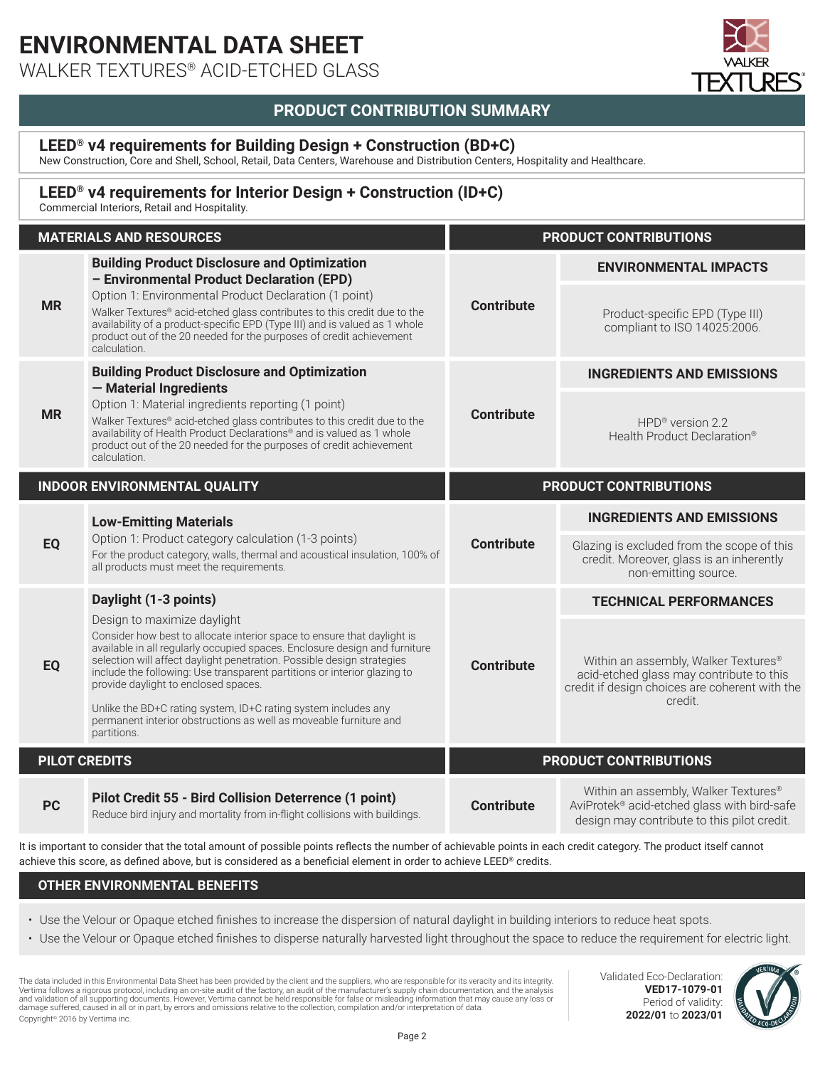# ENVIRONMENTAL DATA SHEET

WALKER TEXTURES® ACID-ETCHED GLASS

## PRODUCT CONTRIBUTION SUMMARY

### LEED® v4 requirements for Building Design + Construction (BD+C)

New Construction, Core and Shell, School, Retail, Data Centers, Warehouse and Distribution Centers, Hospitality and Healthcare.

### LEED® v4 requirements for Interior Design + Construction (ID+C)

Commercial Interiors, Retail and Hospitality.

| MATERIALS AND RESOURCES | | PRODUCT CONTRIBUTIONS | |
|---|---|---|---|
| MR | **Building Product Disclosure and Optimization – Environmental Product Declaration (EPD)**<br>Option 1: Environmental Product Declaration (1 point)<br>Walker Textures® acid-etched glass contributes to this credit due to the availability of a product-specific EPD (Type III) and is valued as 1 whole product out of the 20 needed for the purposes of credit achievement calculation. | **Contribute** | **ENVIRONMENTAL IMPACTS**<br>Product-specific EPD (Type III) compliant to ISO 14025:2006. |
| MR | **Building Product Disclosure and Optimization — Material Ingredients**<br>Option 1: Material ingredients reporting (1 point)<br>Walker Textures® acid-etched glass contributes to this credit due to the availability of Health Product Declarations® and is valued as 1 whole product out of the 20 needed for the purposes of credit achievement calculation. | **Contribute** | **INGREDIENTS AND EMISSIONS**<br>HPD® version 2.2 Health Product Declaration® |
| **INDOOR ENVIRONMENTAL QUALITY** | | **PRODUCT CONTRIBUTIONS** | |
| EQ | **Low-Emitting Materials**<br>Option 1: Product category calculation (1-3 points)<br>For the product category, walls, thermal and acoustical insulation, 100% of all products must meet the requirements. | **Contribute** | **INGREDIENTS AND EMISSIONS**<br>Glazing is excluded from the scope of this credit. Moreover, glass is an inherently non-emitting source. |
| EQ | **Daylight (1-3 points)**<br>Design to maximize daylight<br>Consider how best to allocate interior space to ensure that daylight is available in all regularly occupied spaces. Enclosure design and furniture selection will affect daylight penetration. Possible design strategies include the following: Use transparent partitions or interior glazing to provide daylight to enclosed spaces.<br>Unlike the BD+C rating system, ID+C rating system includes any permanent interior obstructions as well as moveable furniture and partitions. | **Contribute** | **TECHNICAL PERFORMANCES**<br>Within an assembly, Walker Textures® acid-etched glass may contribute to this credit if design choices are coherent with the credit. |
| **PILOT CREDITS** | | **PRODUCT CONTRIBUTIONS** | |
| PC | **Pilot Credit 55 - Bird Collision Deterrence (1 point)**<br>Reduce bird injury and mortality from in-flight collisions with buildings. | **Contribute** | Within an assembly, Walker Textures® AviProtek® acid-etched glass with bird-safe design may contribute to this pilot credit. |

It is important to consider that the total amount of possible points reflects the number of achievable points in each credit category. The product itself cannot achieve this score, as defined above, but is considered as a beneficial element in order to achieve LEED® credits.

## OTHER ENVIRONMENTAL BENEFITS

- Use the Velour or Opaque etched finishes to increase the dispersion of natural daylight in building interiors to reduce heat spots.
- Use the Velour or Opaque etched finishes to disperse naturally harvested light throughout the space to reduce the requirement for electric light.

The data included in this Environmental Data Sheet has been provided by the client and the suppliers, who are responsible for its veracity and its integrity. Vertima follows a rigorous protocol, including an on-site audit of the factory, an audit of the manufacturer's supply chain documentation, and the analysis and validation of all supporting documents. However, Vertima cannot be held responsible for false or misleading information that may cause any loss or damage suffered, caused in all or in part, by errors and omissions relative to the collection, compilation and/or interpretation of data.
Copyright© 2016 by Vertima inc.

Validated Eco-Declaration: **VED17-1079-01**
Period of validity: **2022/01** to **2023/01**